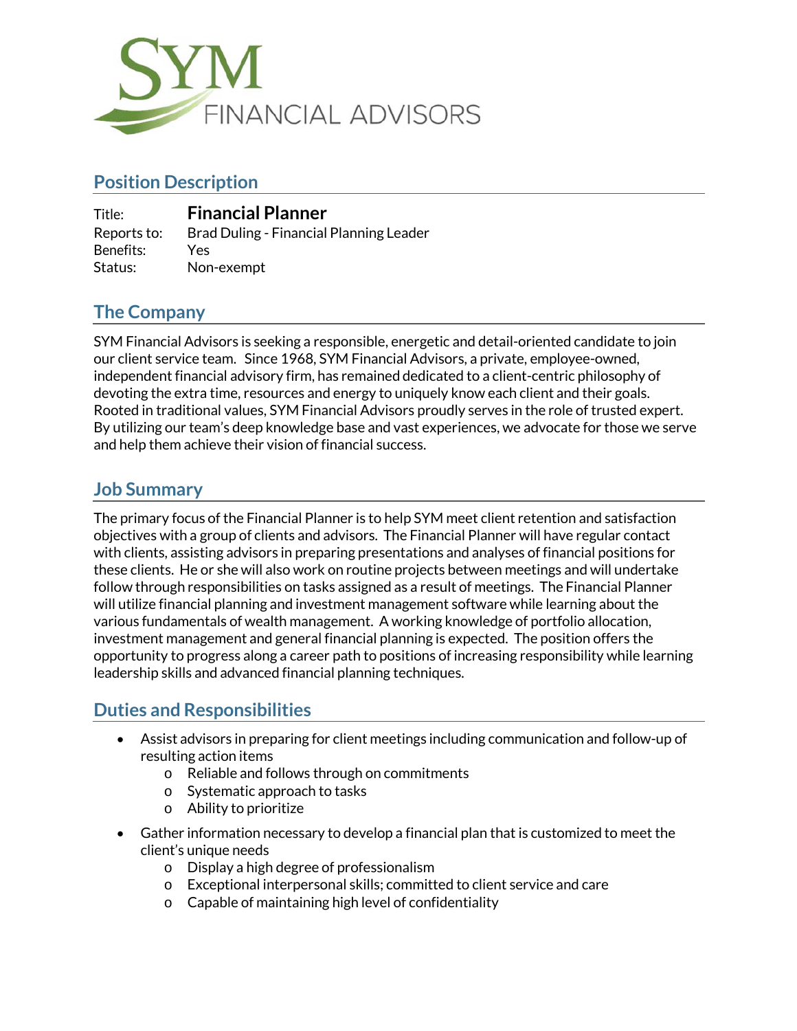SYM FINANCIAL ADVISORS

## Position Description

Title: **Financial Planner**
Reports to: Brad Duling - Financial Planning Leader
Benefits: Yes
Status: Non-exempt

## The Company

SYM Financial Advisors is seeking a responsible, energetic and detail-oriented candidate to join our client service team. Since 1968, SYM Financial Advisors, a private, employee-owned, independent financial advisory firm, has remained dedicated to a client-centric philosophy of devoting the extra time, resources and energy to uniquely know each client and their goals. Rooted in traditional values, SYM Financial Advisors proudly serves in the role of trusted expert. By utilizing our team's deep knowledge base and vast experiences, we advocate for those we serve and help them achieve their vision of financial success.

## Job Summary

The primary focus of the Financial Planner is to help SYM meet client retention and satisfaction objectives with a group of clients and advisors. The Financial Planner will have regular contact with clients, assisting advisors in preparing presentations and analyses of financial positions for these clients. He or she will also work on routine projects between meetings and will undertake follow through responsibilities on tasks assigned as a result of meetings. The Financial Planner will utilize financial planning and investment management software while learning about the various fundamentals of wealth management. A working knowledge of portfolio allocation, investment management and general financial planning is expected. The position offers the opportunity to progress along a career path to positions of increasing responsibility while learning leadership skills and advanced financial planning techniques.

## Duties and Responsibilities

- Assist advisors in preparing for client meetings including communication and follow-up of resulting action items
  - Reliable and follows through on commitments
  - Systematic approach to tasks
  - Ability to prioritize
- Gather information necessary to develop a financial plan that is customized to meet the client's unique needs
  - Display a high degree of professionalism
  - Exceptional interpersonal skills; committed to client service and care
  - Capable of maintaining high level of confidentiality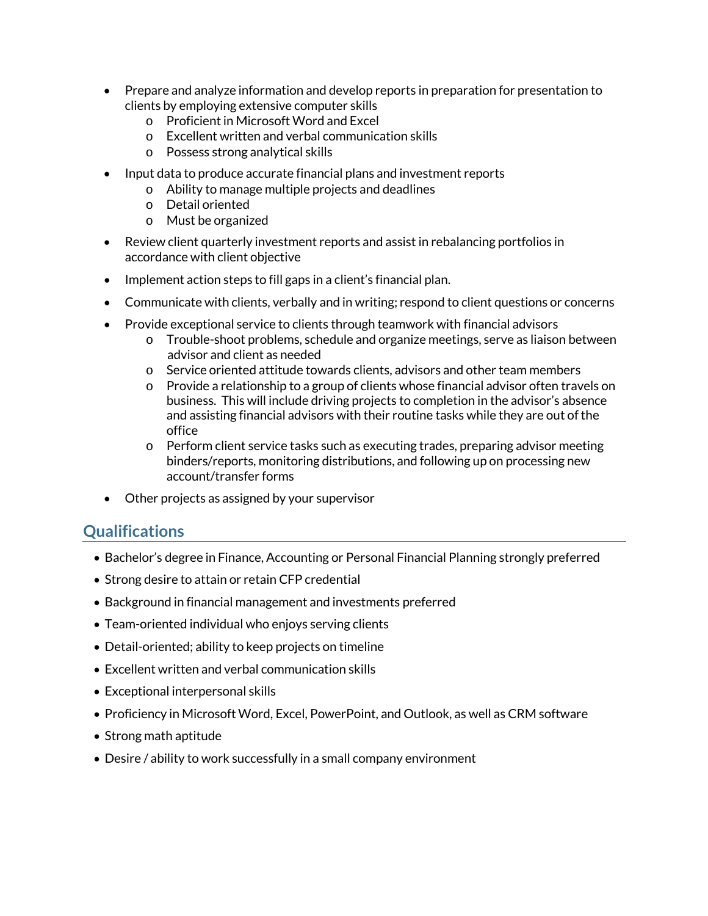- Prepare and analyze information and develop reports in preparation for presentation to clients by employing extensive computer skills
    - Proficient in Microsoft Word and Excel
    - Excellent written and verbal communication skills
    - Possess strong analytical skills
- Input data to produce accurate financial plans and investment reports
    - Ability to manage multiple projects and deadlines
    - Detail oriented
    - Must be organized
- Review client quarterly investment reports and assist in rebalancing portfolios in accordance with client objective
- Implement action steps to fill gaps in a client's financial plan.
- Communicate with clients, verbally and in writing; respond to client questions or concerns
- Provide exceptional service to clients through teamwork with financial advisors
    - Trouble-shoot problems, schedule and organize meetings, serve as liaison between advisor and client as needed
    - Service oriented attitude towards clients, advisors and other team members
    - Provide a relationship to a group of clients whose financial advisor often travels on business. This will include driving projects to completion in the advisor's absence and assisting financial advisors with their routine tasks while they are out of the office
    - Perform client service tasks such as executing trades, preparing advisor meeting binders/reports, monitoring distributions, and following up on processing new account/transfer forms
- Other projects as assigned by your supervisor

## Qualifications

- Bachelor's degree in Finance, Accounting or Personal Financial Planning strongly preferred
- Strong desire to attain or retain CFP credential
- Background in financial management and investments preferred
- Team-oriented individual who enjoys serving clients
- Detail-oriented; ability to keep projects on timeline
- Excellent written and verbal communication skills
- Exceptional interpersonal skills
- Proficiency in Microsoft Word, Excel, PowerPoint, and Outlook, as well as CRM software
- Strong math aptitude
- Desire / ability to work successfully in a small company environment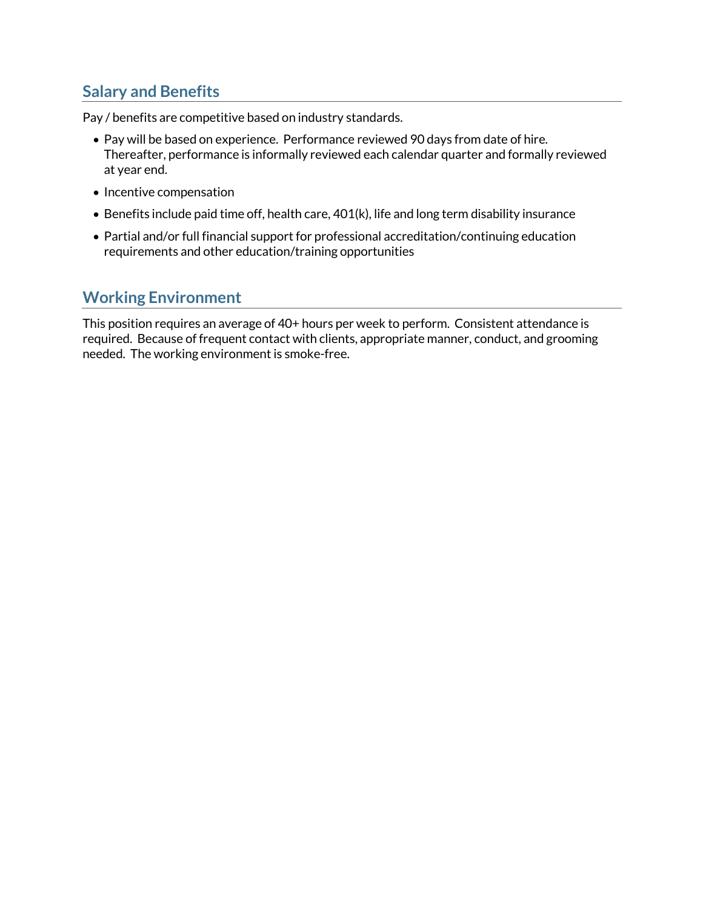## Salary and Benefits

Pay / benefits are competitive based on industry standards.

- Pay will be based on experience. Performance reviewed 90 days from date of hire. Thereafter, performance is informally reviewed each calendar quarter and formally reviewed at year end.
- Incentive compensation
- Benefits include paid time off, health care, 401(k), life and long term disability insurance
- Partial and/or full financial support for professional accreditation/continuing education requirements and other education/training opportunities

## Working Environment

This position requires an average of 40+ hours per week to perform. Consistent attendance is required. Because of frequent contact with clients, appropriate manner, conduct, and grooming needed. The working environment is smoke-free.